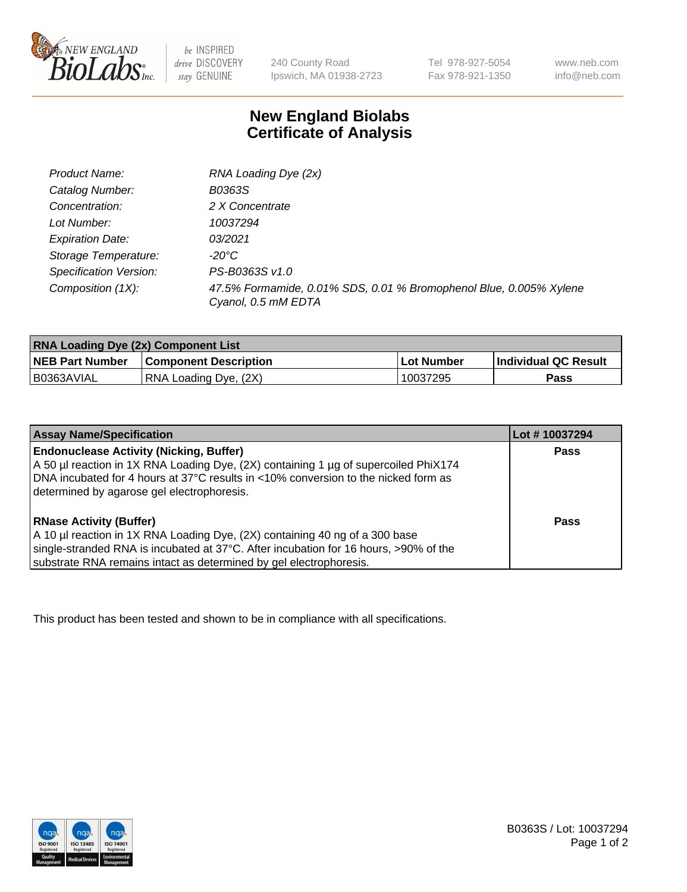240 County Road
Ipswich, MA 01938-2723

Tel 978-927-5054
Fax 978-921-1350

www.neb.com
info@neb.com

# New England Biolabs Certificate of Analysis

| | |
|---|---|
| *Product Name:* | *RNA Loading Dye (2x)* |
| *Catalog Number:* | *B0363S* |
| *Concentration:* | *2 X Concentrate* |
| *Lot Number:* | *10037294* |
| *Expiration Date:* | *03/2021* |
| *Storage Temperature:* | *-20°C* |
| *Specification Version:* | *PS-B0363S v1.0* |
| *Composition (1X):* | *47.5% Formamide, 0.01% SDS, 0.01 % Bromophenol Blue, 0.005% Xylene Cyanol, 0.5 mM EDTA* |

| RNA Loading Dye (2x) Component List | | | |
|---|---|---|---|
| **NEB Part Number** | **Component Description** | **Lot Number** | **Individual QC Result** |
| B0363AVIAL | RNA Loading Dye, (2X) | 10037295 | **Pass** |

| Assay Name/Specification | Lot # 10037294 |
|---|---|
| **Endonuclease Activity (Nicking, Buffer)** A 50 µl reaction in 1X RNA Loading Dye, (2X) containing 1 µg of supercoiled PhiX174 DNA incubated for 4 hours at 37°C results in <10% conversion to the nicked form as determined by agarose gel electrophoresis. | **Pass** |
| **RNase Activity (Buffer)** A 10 µl reaction in 1X RNA Loading Dye, (2X) containing 40 ng of a 300 base single-stranded RNA is incubated at 37°C. After incubation for 16 hours, >90% of the substrate RNA remains intact as determined by gel electrophoresis. | **Pass** |

This product has been tested and shown to be in compliance with all specifications.

B0363S / Lot: 10037294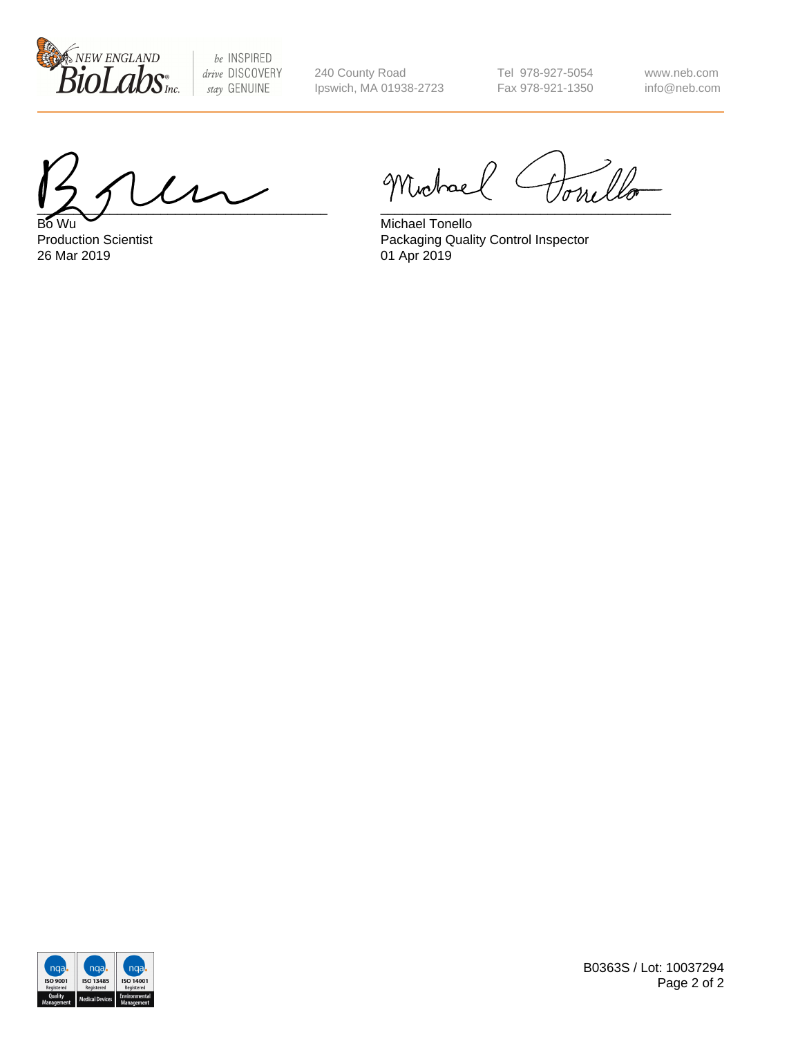Bo Wu
Production Scientist
26 Mar 2019

Michael Tonello
Packaging Quality Control Inspector
01 Apr 2019

B0363S / Lot: 10037294